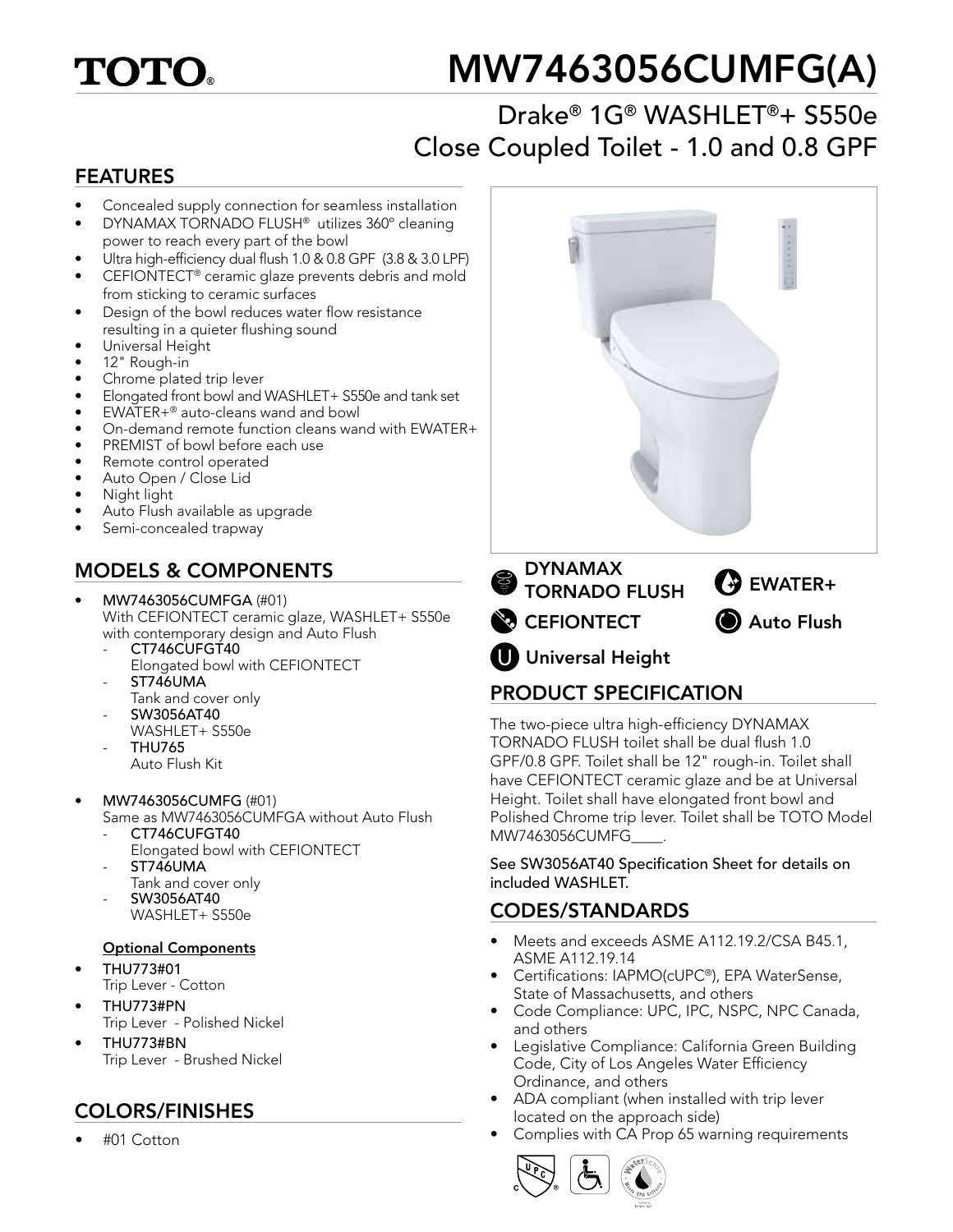# TOTO®

# MW7463056CUMFG(A)

## Drake® 1G® WASHLET®+ S550e Close Coupled Toilet - 1.0 and 0.8 GPF

## FEATURES

- Concealed supply connection for seamless installation
- DYNAMAX TORNADO FLUSH® utilizes 360º cleaning power to reach every part of the bowl
- Ultra high-efficiency dual flush 1.0 & 0.8 GPF (3.8 & 3.0 LPF)
- CEFIONTECT® ceramic glaze prevents debris and mold from sticking to ceramic surfaces
- Design of the bowl reduces water flow resistance resulting in a quieter flushing sound
- Universal Height
- 12" Rough-in
- Chrome plated trip lever
- Elongated front bowl and WASHLET+ S550e and tank set
- EWATER+® auto-cleans wand and bowl
- On-demand remote function cleans wand with EWATER+
- PREMIST of bowl before each use
- Remote control operated
- Auto Open / Close Lid
- Night light
- Auto Flush available as upgrade
- Semi-concealed trapway

## MODELS & COMPONENTS

- **MW7463056CUMFGA** (#01)
  With CEFIONTECT ceramic glaze, WASHLET+ S550e with contemporary design and Auto Flush
  - **CT746CUFGT40**
    Elongated bowl with CEFIONTECT
  - **ST746UMA**
    Tank and cover only
  - **SW3056AT40**
    WASHLET+ S550e
  - **THU765**
    Auto Flush Kit
- **MW7463056CUMFG** (#01)
  Same as MW7463056CUMFGA without Auto Flush
  - **CT746CUFGT40**
    Elongated bowl with CEFIONTECT
  - **ST746UMA**
    Tank and cover only
  - **SW3056AT40**
    WASHLET+ S550e

**Optional Components**

- **THU773#01**
  Trip Lever - Cotton
- **THU773#PN**
  Trip Lever - Polished Nickel
- **THU773#BN**
  Trip Lever - Brushed Nickel

## COLORS/FINISHES

- #01 Cotton

DYNAMAX TORNADO FLUSH | EWATER+ | CEFIONTECT | Auto Flush | Universal Height

## PRODUCT SPECIFICATION

The two-piece ultra high-efficiency DYNAMAX TORNADO FLUSH toilet shall be dual flush 1.0 GPF/0.8 GPF. Toilet shall be 12" rough-in. Toilet shall have CEFIONTECT ceramic glaze and be at Universal Height. Toilet shall have elongated front bowl and Polished Chrome trip lever. Toilet shall be TOTO Model MW7463056CUMFG____.

**See SW3056AT40 Specification Sheet for details on included WASHLET.**

## CODES/STANDARDS

- Meets and exceeds ASME A112.19.2/CSA B45.1, ASME A112.19.14
- Certifications: IAPMO(cUPC®), EPA WaterSense, State of Massachusetts, and others
- Code Compliance: UPC, IPC, NSPC, NPC Canada, and others
- Legislative Compliance: California Green Building Code, City of Los Angeles Water Efficiency Ordinance, and others
- ADA compliant (when installed with trip lever located on the approach side)
- Complies with CA Prop 65 warning requirements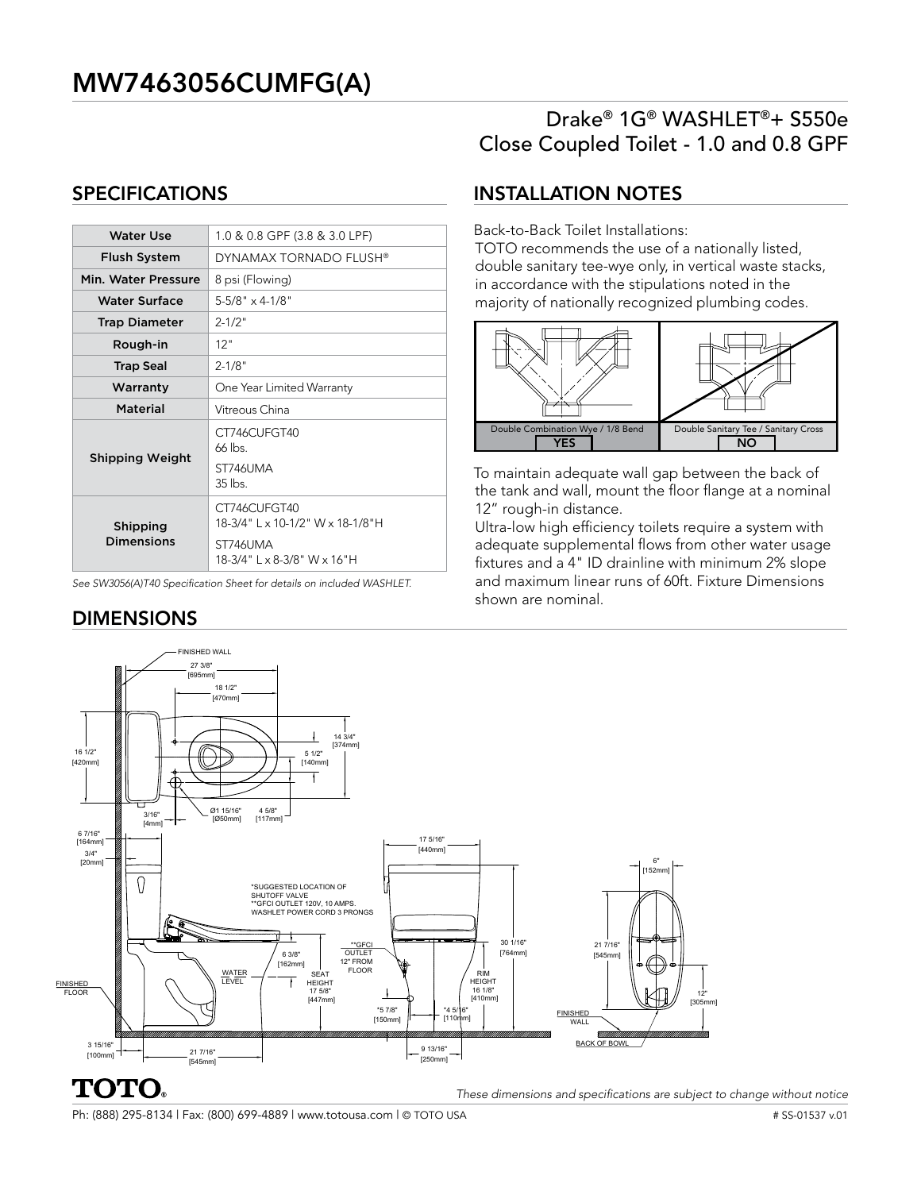# MW7463056CUMFG(A)

Drake® 1G® WASHLET®+ S550e
Close Coupled Toilet - 1.0 and 0.8 GPF

## SPECIFICATIONS

| | |
|---|---|
| Water Use | 1.0 & 0.8 GPF (3.8 & 3.0 LPF) |
| Flush System | DYNAMAX TORNADO FLUSH® |
| Min. Water Pressure | 8 psi (Flowing) |
| Water Surface | 5-5/8" x 4-1/8" |
| Trap Diameter | 2-1/2" |
| Rough-in | 12" |
| Trap Seal | 2-1/8" |
| Warranty | One Year Limited Warranty |
| Material | Vitreous China |
| Shipping Weight | CT746CUFGT40<br>66 lbs.<br>ST746UMA<br>35 lbs. |
| Shipping Dimensions | CT746CUFGT40<br>18-3/4" L x 10-1/2" W x 18-1/8"H<br>ST746UMA<br>18-3/4" L x 8-3/8" W x 16"H |

*See SW3056(A)T40 Specification Sheet for details on included WASHLET.*

## INSTALLATION NOTES

Back-to-Back Toilet Installations:
TOTO recommends the use of a nationally listed, double sanitary tee-wye only, in vertical waste stacks, in accordance with the stipulations noted in the majority of nationally recognized plumbing codes.

Double Combination Wye / 1/8 Bend
YES

Double Sanitary Tee / Sanitary Cross
NO

To maintain adequate wall gap between the back of the tank and wall, mount the floor flange at a nominal 12" rough-in distance.
Ultra-low high efficiency toilets require a system with adequate supplemental flows from other water usage fixtures and a 4" ID drainline with minimum 2% slope and maximum linear runs of 60ft. Fixture Dimensions shown are nominal.

## DIMENSIONS

FINISHED WALL
27 3/8" [695mm]
18 1/2" [470mm]
14 3/4" [374mm]
16 1/2" [420mm]
5 1/2" [140mm]
3/16" [4mm]
Ø1 15/16" [Ø50mm]
4 5/8" [117mm]
6 7/16" [164mm]
3/4" [20mm]
17 5/16" [440mm]
6" [152mm]
*SUGGESTED LOCATION OF SHUTOFF VALVE
**GFCI OUTLET 120V, 10 AMPS. WASHLET POWER CORD 3 PRONGS
**GFCI OUTLET 12" FROM FLOOR
6 3/8" [162mm]
WATER LEVEL
SEAT HEIGHT 17 5/8" [447mm]
30 1/16" [764mm]
RIM HEIGHT 16 1/8" [410mm]
21 7/16" [545mm]
FINISHED FLOOR
*5 7/8" [150mm]
*4 5/16" [110mm]
12" [305mm]
FINISHED WALL
BACK OF BOWL
3 15/16" [100mm]
21 7/16" [545mm]
9 13/16" [250mm]

*These dimensions and specifications are subject to change without notice*

Ph: (888) 295-8134 | Fax: (800) 699-4889 | www.totousa.com | © TOTO USA

# SS-01537 v.01